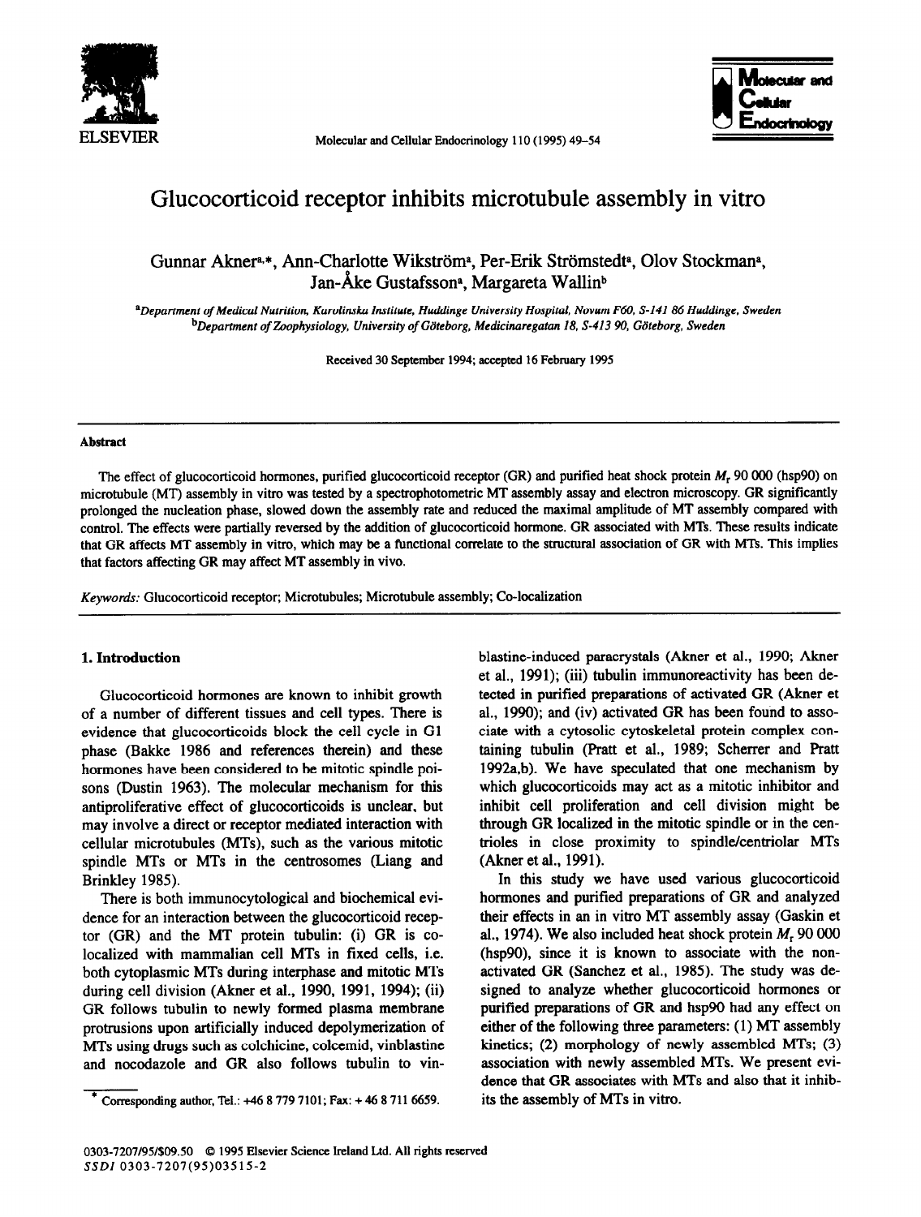# Glucocorticoid receptor inhibits microtubule assembly in vitro

Gunnar Akner[a,*], Ann-Charlotte Wikström[a], Per-Erik Strömstedt[a], Olov Stockman[a], Jan-Åke Gustafsson[a], Margareta Wallin[b]

[a]Department of Medical Nutrition, Karolinska Institute, Huddinge University Hospital, Novum F60, S-141 86 Huddinge, Sweden
[b]Department of Zoophysiology, University of Göteborg, Medicinaregatan 18, S-413 90, Göteborg, Sweden

Received 30 September 1994; accepted 16 February 1995

## Abstract

The effect of glucocorticoid hormones, purified glucocorticoid receptor (GR) and purified heat shock protein $M_r$ 90 000 (hsp90) on microtubule (MT) assembly in vitro was tested by a spectrophotometric MT assembly assay and electron microscopy. GR significantly prolonged the nucleation phase, slowed down the assembly rate and reduced the maximal amplitude of MT assembly compared with control. The effects were partially reversed by the addition of glucocorticoid hormone. GR associated with MTs. These results indicate that GR affects MT assembly in vitro, which may be a functional correlate to the structural association of GR with MTs. This implies that factors affecting GR may affect MT assembly in vivo.

*Keywords:* Glucocorticoid receptor; Microtubules; Microtubule assembly; Co-localization

## 1. Introduction

Glucocorticoid hormones are known to inhibit growth of a number of different tissues and cell types. There is evidence that glucocorticoids block the cell cycle in G1 phase (Bakke 1986 and references therein) and these hormones have been considered to be mitotic spindle poisons (Dustin 1963). The molecular mechanism for this antiproliferative effect of glucocorticoids is unclear, but may involve a direct or receptor mediated interaction with cellular microtubules (MTs), such as the various mitotic spindle MTs or MTs in the centrosomes (Liang and Brinkley 1985).

There is both immunocytological and biochemical evidence for an interaction between the glucocorticoid receptor (GR) and the MT protein tubulin: (i) GR is co-localized with mammalian cell MTs in fixed cells, i.e. both cytoplasmic MTs during interphase and mitotic MTs during cell division (Akner et al., 1990, 1991, 1994); (ii) GR follows tubulin to newly formed plasma membrane protrusions upon artificially induced depolymerization of MTs using drugs such as colchicine, colcemid, vinblastine and nocodazole and GR also follows tubulin to vinblastine-induced paracrystals (Akner et al., 1990; Akner et al., 1991); (iii) tubulin immunoreactivity has been detected in purified preparations of activated GR (Akner et al., 1990); and (iv) activated GR has been found to associate with a cytosolic cytoskeletal protein complex containing tubulin (Pratt et al., 1989; Scherrer and Pratt 1992a,b). We have speculated that one mechanism by which glucocorticoids may act as a mitotic inhibitor and inhibit cell proliferation and cell division might be through GR localized in the mitotic spindle or in the centrioles in close proximity to spindle/centriolar MTs (Akner et al., 1991).

In this study we have used various glucocorticoid hormones and purified preparations of GR and analyzed their effects in an in vitro MT assembly assay (Gaskin et al., 1974). We also included heat shock protein $M_r$ 90 000 (hsp90), since it is known to associate with the non-activated GR (Sanchez et al., 1985). The study was designed to analyze whether glucocorticoid hormones or purified preparations of GR and hsp90 had any effect on either of the following three parameters: (1) MT assembly kinetics; (2) morphology of newly assembled MTs; (3) association with newly assembled MTs. We present evidence that GR associates with MTs and also that it inhibits the assembly of MTs in vitro.

\* Corresponding author, Tel.: +46 8 779 7101; Fax: + 46 8 711 6659.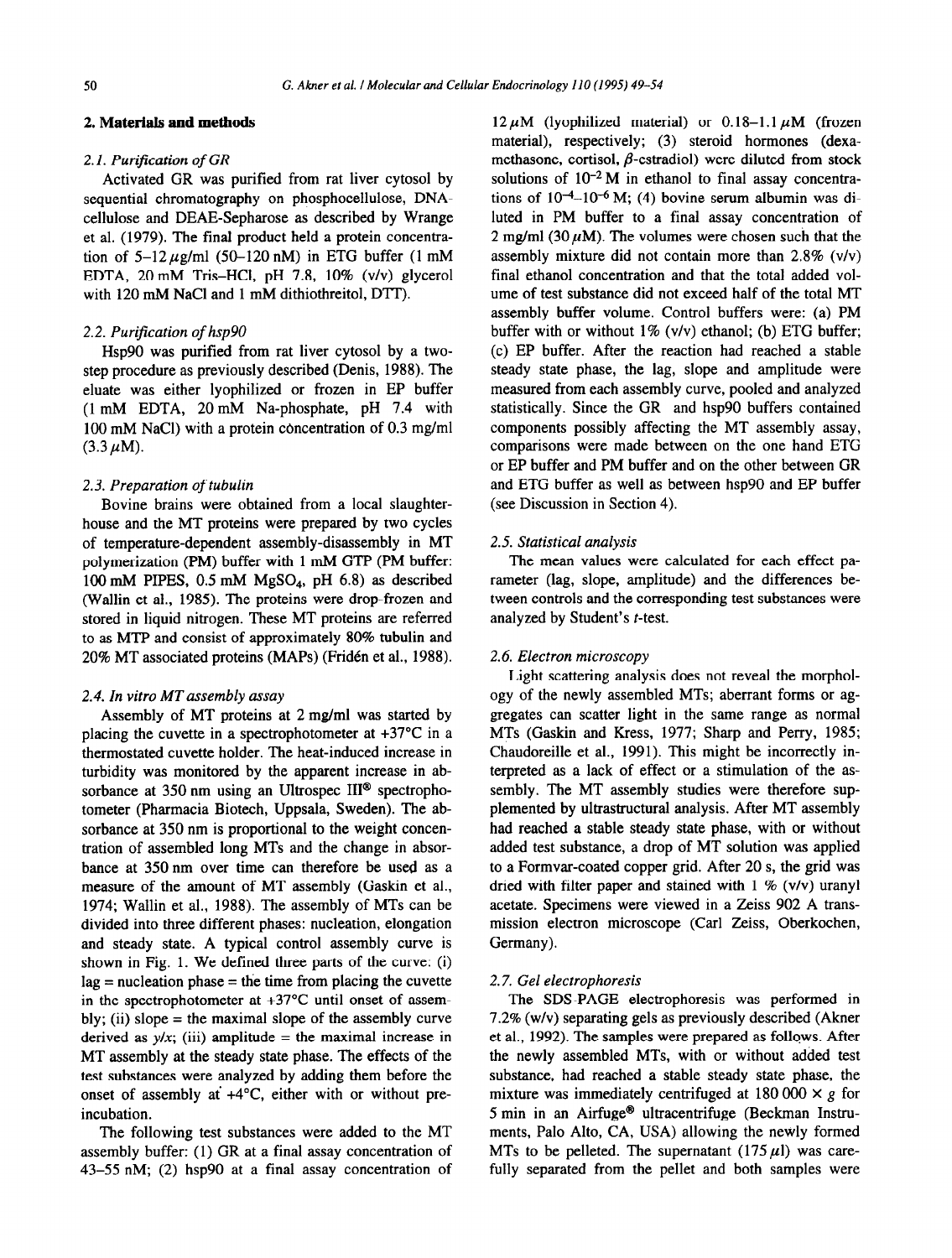## 2. Materials and methods

### 2.1. Purification of GR

Activated GR was purified from rat liver cytosol by sequential chromatography on phosphocellulose, DNA-cellulose and DEAE-Sepharose as described by Wrange et al. (1979). The final product held a protein concentration of 5–12 μg/ml (50–120 nM) in ETG buffer (1 mM EDTA, 20 mM Tris-HCl, pH 7.8, 10% (v/v) glycerol with 120 mM NaCl and 1 mM dithiothreitol, DTT).

### 2.2. Purification of hsp90

Hsp90 was purified from rat liver cytosol by a two-step procedure as previously described (Denis, 1988). The eluate was either lyophilized or frozen in EP buffer (1 mM EDTA, 20 mM Na-phosphate, pH 7.4 with 100 mM NaCl) with a protein concentration of 0.3 mg/ml (3.3 μM).

### 2.3. Preparation of tubulin

Bovine brains were obtained from a local slaughterhouse and the MT proteins were prepared by two cycles of temperature-dependent assembly-disassembly in MT polymerization (PM) buffer with 1 mM GTP (PM buffer: 100 mM PIPES, 0.5 mM $MgSO_4$, pH 6.8) as described (Wallin et al., 1985). The proteins were drop-frozen and stored in liquid nitrogen. These MT proteins are referred to as MTP and consist of approximately 80% tubulin and 20% MT associated proteins (MAPs) (Fridén et al., 1988).

### 2.4. In vitro MT assembly assay

Assembly of MT proteins at 2 mg/ml was started by placing the cuvette in a spectrophotometer at +37°C in a thermostated cuvette holder. The heat-induced increase in turbidity was monitored by the apparent increase in absorbance at 350 nm using an Ultrospec III® spectrophotometer (Pharmacia Biotech, Uppsala, Sweden). The absorbance at 350 nm is proportional to the weight concentration of assembled long MTs and the change in absorbance at 350 nm over time can therefore be used as a measure of the amount of MT assembly (Gaskin et al., 1974; Wallin et al., 1988). The assembly of MTs can be divided into three different phases: nucleation, elongation and steady state. A typical control assembly curve is shown in Fig. 1. We defined three parts of the curve: (i) lag = nucleation phase = the time from placing the cuvette in the spectrophotometer at +37°C until onset of assembly; (ii) slope = the maximal slope of the assembly curve derived as $y/x$; (iii) amplitude = the maximal increase in MT assembly at the steady state phase. The effects of the test substances were analyzed by adding them before the onset of assembly at +4°C, either with or without pre-incubation.

The following test substances were added to the MT assembly buffer: (1) GR at a final assay concentration of 43–55 nM; (2) hsp90 at a final assay concentration of 12 μM (lyophilized material) or 0.18–1.1 μM (frozen material), respectively; (3) steroid hormones (dexamethasone, cortisol, β-estradiol) were diluted from stock solutions of $10^{-2}$ M in ethanol to final assay concentrations of $10^{-4}$–$10^{-6}$ M; (4) bovine serum albumin was diluted in PM buffer to a final assay concentration of 2 mg/ml (30 μM). The volumes were chosen such that the assembly mixture did not contain more than 2.8% (v/v) final ethanol concentration and that the total added volume of test substance did not exceed half of the total MT assembly buffer volume. Control buffers were: (a) PM buffer with or without 1% (v/v) ethanol; (b) ETG buffer; (c) EP buffer. After the reaction had reached a stable steady state phase, the lag, slope and amplitude were measured from each assembly curve, pooled and analyzed statistically. Since the GR and hsp90 buffers contained components possibly affecting the MT assembly assay, comparisons were made between on the one hand ETG or EP buffer and PM buffer and on the other between GR and ETG buffer as well as between hsp90 and EP buffer (see Discussion in Section 4).

### 2.5. Statistical analysis

The mean values were calculated for each effect parameter (lag, slope, amplitude) and the differences between controls and the corresponding test substances were analyzed by Student's $t$-test.

### 2.6. Electron microscopy

Light scattering analysis does not reveal the morphology of the newly assembled MTs; aberrant forms or aggregates can scatter light in the same range as normal MTs (Gaskin and Kress, 1977; Sharp and Perry, 1985; Chaudoreille et al., 1991). This might be incorrectly interpreted as a lack of effect or a stimulation of the assembly. The MT assembly studies were therefore supplemented by ultrastructural analysis. After MT assembly had reached a stable steady state phase, with or without added test substance, a drop of MT solution was applied to a Formvar-coated copper grid. After 20 s, the grid was dried with filter paper and stained with 1 % (v/v) uranyl acetate. Specimens were viewed in a Zeiss 902 A transmission electron microscope (Carl Zeiss, Oberkochen, Germany).

### 2.7. Gel electrophoresis

The SDS-PAGE electrophoresis was performed in 7.2% (w/v) separating gels as previously described (Akner et al., 1992). The samples were prepared as follows. After the newly assembled MTs, with or without added test substance, had reached a stable steady state phase, the mixture was immediately centrifuged at 180 000 × $g$ for 5 min in an Airfuge® ultracentrifuge (Beckman Instruments, Palo Alto, CA, USA) allowing the newly formed MTs to be pelleted. The supernatant (175 μl) was carefully separated from the pellet and both samples were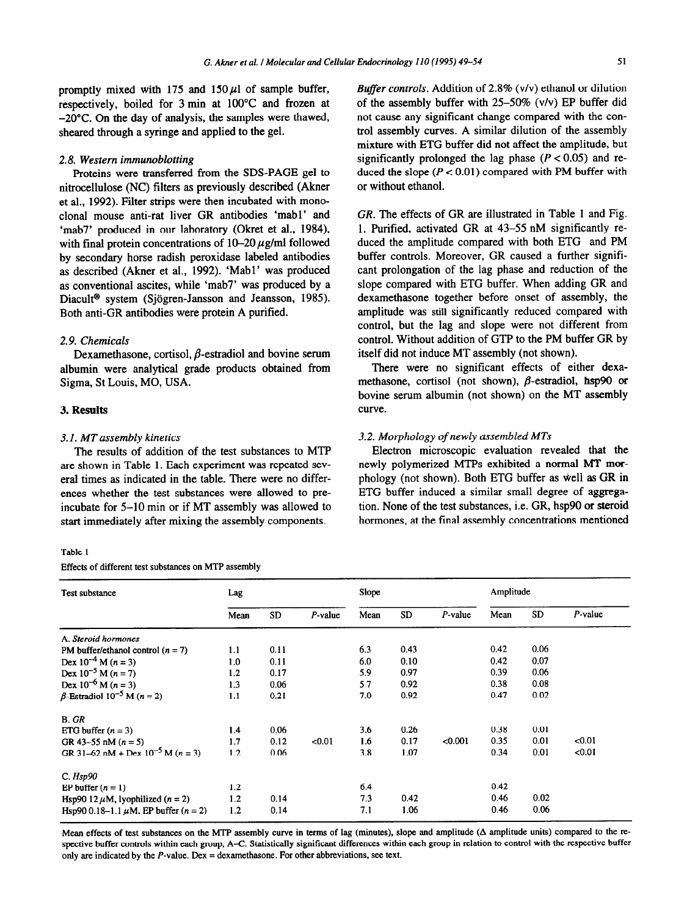promptly mixed with 175 and 150 $\mu$l of sample buffer, respectively, boiled for 3 min at 100°C and frozen at −20°C. On the day of analysis, the samples were thawed, sheared through a syringe and applied to the gel.

### 2.8. Western immunoblotting

Proteins were transferred from the SDS-PAGE gel to nitrocellulose (NC) filters as previously described (Akner et al., 1992). Filter strips were then incubated with monoclonal mouse anti-rat liver GR antibodies 'mab1' and 'mab7' produced in our laboratory (Okret et al., 1984), with final protein concentrations of 10–20 $\mu$g/ml followed by secondary horse radish peroxidase labeled antibodies as described (Akner et al., 1992). 'Mab1' was produced as conventional ascites, while 'mab7' was produced by a Diacult® system (Sjögren-Jansson and Jeansson, 1985). Both anti-GR antibodies were protein A purified.

### 2.9. Chemicals

Dexamethasone, cortisol, $\beta$-estradiol and bovine serum albumin were analytical grade products obtained from Sigma, St Louis, MO, USA.

## 3. Results

### 3.1. MT assembly kinetics

The results of addition of the test substances to MTP are shown in Table 1. Each experiment was repeated several times as indicated in the table. There were no differences whether the test substances were allowed to preincubate for 5–10 min or if MT assembly was allowed to start immediately after mixing the assembly components.

*Buffer controls.* Addition of 2.8% (v/v) ethanol or dilution of the assembly buffer with 25–50% (v/v) EP buffer did not cause any significant change compared with the control assembly curves. A similar dilution of the assembly mixture with ETG buffer did not affect the amplitude, but significantly prolonged the lag phase ($P < 0.05$) and reduced the slope ($P < 0.01$) compared with PM buffer with or without ethanol.

*GR.* The effects of GR are illustrated in Table 1 and Fig. 1. Purified, activated GR at 43–55 nM significantly reduced the amplitude compared with both ETG and PM buffer controls. Moreover, GR caused a further significant prolongation of the lag phase and reduction of the slope compared with ETG buffer. When adding GR and dexamethasone together before onset of assembly, the amplitude was still significantly reduced compared with control, but the lag and slope were not different from control. Without addition of GTP to the PM buffer GR by itself did not induce MT assembly (not shown).

There were no significant effects of either dexamethasone, cortisol (not shown), $\beta$-estradiol, hsp90 or bovine serum albumin (not shown) on the MT assembly curve.

### 3.2. Morphology of newly assembled MTs

Electron microscopic evaluation revealed that the newly polymerized MTPs exhibited a normal MT morphology (not shown). Both ETG buffer as well as GR in ETG buffer induced a similar small degree of aggregation. None of the test substances, i.e. GR, hsp90 or steroid hormones, at the final assembly concentrations mentioned

Table 1

Effects of different test substances on MTP assembly

| Test substance | Lag | | | Slope | | | Amplitude | | |
|---|---|---|---|---|---|---|---|---|---|
| | Mean | SD | *P*-value | Mean | SD | *P*-value | Mean | SD | *P*-value |
| *A. Steroid hormones* | | | | | | | | | |
| PM buffer/ethanol control ($n = 7$) | 1.1 | 0.11 | | 6.3 | 0.43 | | 0.42 | 0.06 | |
| Dex $10^{-4}$ M ($n = 3$) | 1.0 | 0.11 | | 6.0 | 0.10 | | 0.42 | 0.07 | |
| Dex $10^{-5}$ M ($n = 7$) | 1.2 | 0.17 | | 5.9 | 0.97 | | 0.39 | 0.06 | |
| Dex $10^{-6}$ M ($n = 3$) | 1.3 | 0.06 | | 5.7 | 0.92 | | 0.38 | 0.08 | |
| $\beta$-Estradiol $10^{-5}$ M ($n = 2$) | 1.1 | 0.21 | | 7.0 | 0.92 | | 0.47 | 0.02 | |
| *B. GR* | | | | | | | | | |
| ETG buffer ($n = 3$) | 1.4 | 0.06 | | 3.6 | 0.26 | | 0.38 | 0.01 | |
| GR 43–55 nM ($n = 5$) | 1.7 | 0.12 | <0.01 | 1.6 | 0.17 | <0.001 | 0.35 | 0.01 | <0.01 |
| GR 31–62 nM + Dex $10^{-5}$ M ($n = 3$) | 1.2 | 0.06 | | 3.8 | 1.07 | | 0.34 | 0.01 | <0.01 |
| *C. Hsp90* | | | | | | | | | |
| EP buffer ($n = 1$) | 1.2 | | | 6.4 | | | 0.42 | | |
| Hsp90 12 $\mu$M, lyophilized ($n = 2$) | 1.2 | 0.14 | | 7.3 | 0.42 | | 0.46 | 0.02 | |
| Hsp90 0.18–1.1 $\mu$M, EP buffer ($n = 2$) | 1.2 | 0.14 | | 7.1 | 1.06 | | 0.46 | 0.06 | |

Mean effects of test substances on the MTP assembly curve in terms of lag (minutes), slope and amplitude ($\Delta$ amplitude units) compared to the respective buffer controls within each group, A–C. Statistically significant differences within each group in relation to control with the respective buffer only are indicated by the *P*-value. Dex = dexamethasone. For other abbreviations, see text.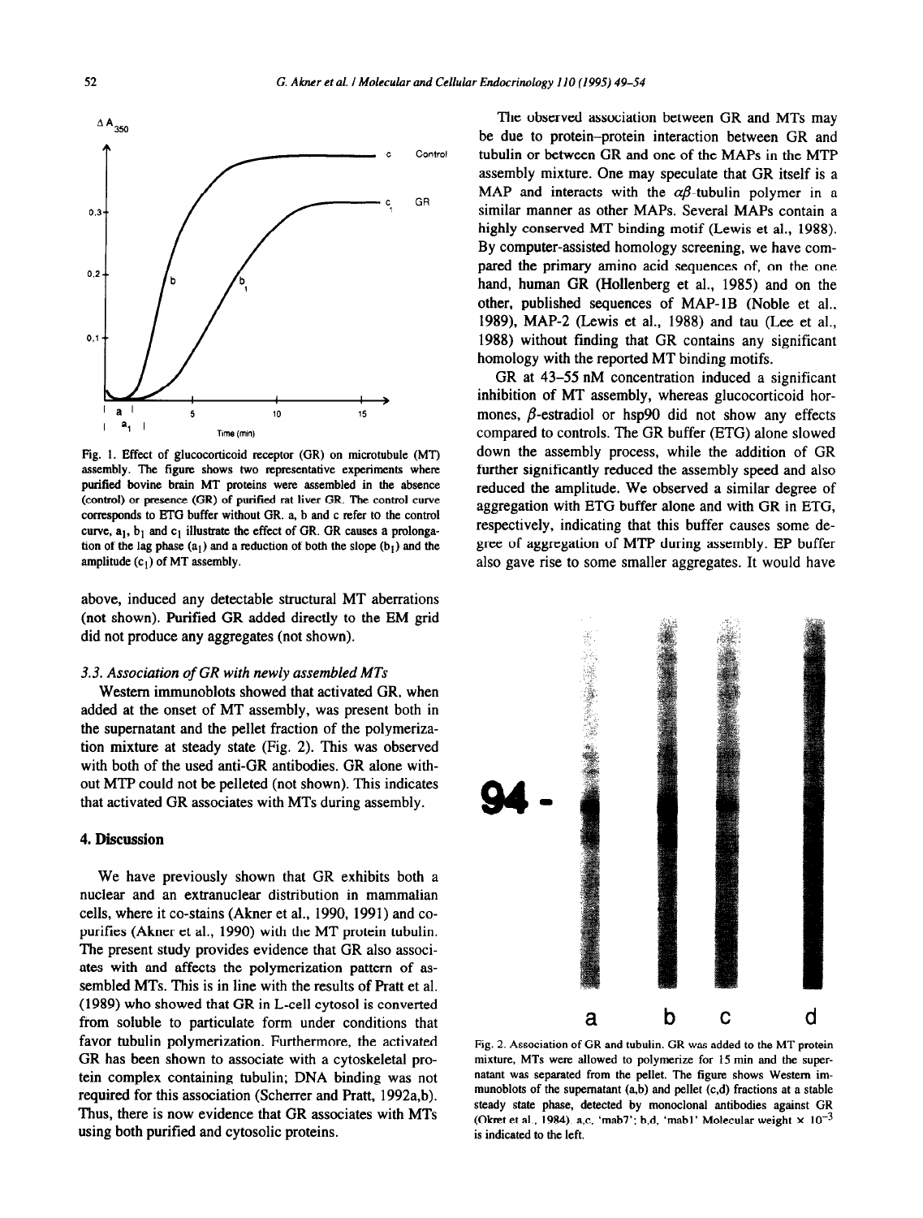Fig. 1. Effect of glucocorticoid receptor (GR) on microtubule (MT) assembly. The figure shows two representative experiments where purified bovine brain MT proteins were assembled in the absence (control) or presence (GR) of purified rat liver GR. The control curve corresponds to ETG buffer without GR. a, b and c refer to the control curve, $a_1$, $b_1$ and $c_1$ illustrate the effect of GR. GR causes a prolongation of the lag phase ($a_1$) and a reduction of both the slope ($b_1$) and the amplitude ($c_1$) of MT assembly.

above, induced any detectable structural MT aberrations (not shown). Purified GR added directly to the EM grid did not produce any aggregates (not shown).

### 3.3. Association of GR with newly assembled MTs

Western immunoblots showed that activated GR, when added at the onset of MT assembly, was present both in the supernatant and the pellet fraction of the polymerization mixture at steady state (Fig. 2). This was observed with both of the used anti-GR antibodies. GR alone without MTP could not be pelleted (not shown). This indicates that activated GR associates with MTs during assembly.

## 4. Discussion

We have previously shown that GR exhibits both a nuclear and an extranuclear distribution in mammalian cells, where it co-stains (Akner et al., 1990, 1991) and co-purifies (Akner et al., 1990) with the MT protein tubulin. The present study provides evidence that GR also associates with and affects the polymerization pattern of assembled MTs. This is in line with the results of Pratt et al. (1989) who showed that GR in L-cell cytosol is converted from soluble to particulate form under conditions that favor tubulin polymerization. Furthermore, the activated GR has been shown to associate with a cytoskeletal protein complex containing tubulin; DNA binding was not required for this association (Scherrer and Pratt, 1992a,b). Thus, there is now evidence that GR associates with MTs using both purified and cytosolic proteins.

The observed association between GR and MTs may be due to protein–protein interaction between GR and tubulin or between GR and one of the MAPs in the MTP assembly mixture. One may speculate that GR itself is a MAP and interacts with the $\alpha\beta$-tubulin polymer in a similar manner as other MAPs. Several MAPs contain a highly conserved MT binding motif (Lewis et al., 1988). By computer-assisted homology screening, we have compared the primary amino acid sequences of, on the one hand, human GR (Hollenberg et al., 1985) and on the other, published sequences of MAP-1B (Noble et al., 1989), MAP-2 (Lewis et al., 1988) and tau (Lee et al., 1988) without finding that GR contains any significant homology with the reported MT binding motifs.

GR at 43–55 nM concentration induced a significant inhibition of MT assembly, whereas glucocorticoid hormones, $\beta$-estradiol or hsp90 did not show any effects compared to controls. The GR buffer (ETG) alone slowed down the assembly process, while the addition of GR further significantly reduced the assembly speed and also reduced the amplitude. We observed a similar degree of aggregation with ETG buffer alone and with GR in ETG, respectively, indicating that this buffer causes some degree of aggregation of MTP during assembly. EP buffer also gave rise to some smaller aggregates. It would have

Fig. 2. Association of GR and tubulin. GR was added to the MT protein mixture, MTs were allowed to polymerize for 15 min and the supernatant was separated from the pellet. The figure shows Western immunoblots of the supernatant (a,b) and pellet (c,d) fractions at a stable steady state phase, detected by monoclonal antibodies against GR (Okret et al., 1984). a,c, 'mab7'; b,d, 'mab1'. Molecular weight × $10^{-3}$ is indicated to the left.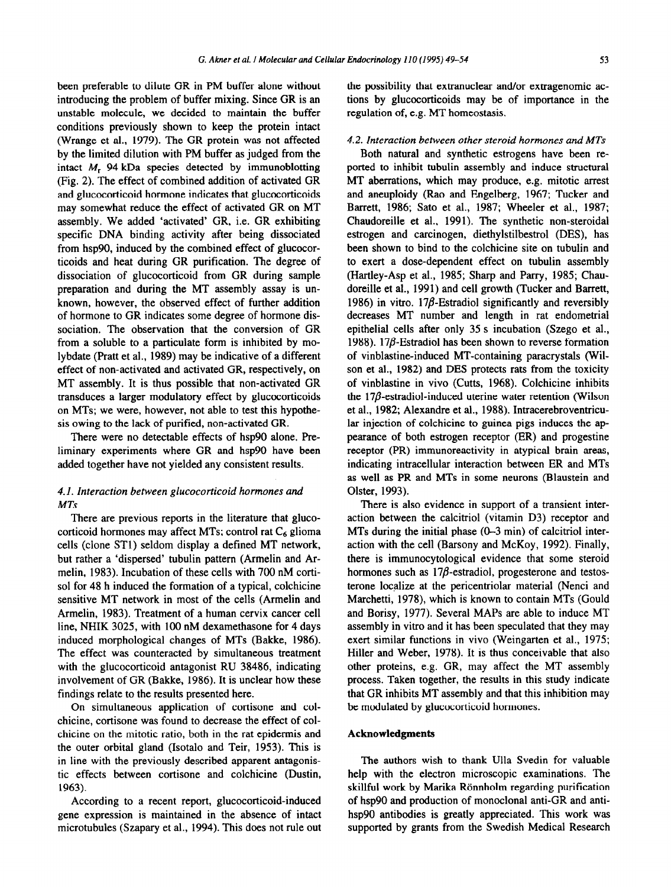been preferable to dilute GR in PM buffer alone without introducing the problem of buffer mixing. Since GR is an unstable molecule, we decided to maintain the buffer conditions previously shown to keep the protein intact (Wrange et al., 1979). The GR protein was not affected by the limited dilution with PM buffer as judged from the intact $M_r$ 94 kDa species detected by immunoblotting (Fig. 2). The effect of combined addition of activated GR and glucocorticoid hormone indicates that glucocorticoids may somewhat reduce the effect of activated GR on MT assembly. We added 'activated' GR, i.e. GR exhibiting specific DNA binding activity after being dissociated from hsp90, induced by the combined effect of glucocorticoids and heat during GR purification. The degree of dissociation of glucocorticoid from GR during sample preparation and during the MT assembly assay is unknown, however, the observed effect of further addition of hormone to GR indicates some degree of hormone dissociation. The observation that the conversion of GR from a soluble to a particulate form is inhibited by molybdate (Pratt et al., 1989) may be indicative of a different effect of non-activated and activated GR, respectively, on MT assembly. It is thus possible that non-activated GR transduces a larger modulatory effect by glucocorticoids on MTs; we were, however, not able to test this hypothesis owing to the lack of purified, non-activated GR.

There were no detectable effects of hsp90 alone. Preliminary experiments where GR and hsp90 have been added together have not yielded any consistent results.

### 4.1. Interaction between glucocorticoid hormones and MTs

There are previous reports in the literature that glucocorticoid hormones may affect MTs; control rat $C_6$ glioma cells (clone ST1) seldom display a defined MT network, but rather a 'dispersed' tubulin pattern (Armelin and Armelin, 1983). Incubation of these cells with 700 nM cortisol for 48 h induced the formation of a typical, colchicine sensitive MT network in most of the cells (Armelin and Armelin, 1983). Treatment of a human cervix cancer cell line, NHIK 3025, with 100 nM dexamethasone for 4 days induced morphological changes of MTs (Bakke, 1986). The effect was counteracted by simultaneous treatment with the glucocorticoid antagonist RU 38486, indicating involvement of GR (Bakke, 1986). It is unclear how these findings relate to the results presented here.

On simultaneous application of cortisone and colchicine, cortisone was found to decrease the effect of colchicine on the mitotic ratio, both in the rat epidermis and the outer orbital gland (Isotalo and Teir, 1953). This is in line with the previously described apparent antagonistic effects between cortisone and colchicine (Dustin, 1963).

According to a recent report, glucocorticoid-induced gene expression is maintained in the absence of intact microtubules (Szapary et al., 1994). This does not rule out the possibility that extranuclear and/or extragenomic actions by glucocorticoids may be of importance in the regulation of, e.g. MT homeostasis.

### 4.2. Interaction between other steroid hormones and MTs

Both natural and synthetic estrogens have been reported to inhibit tubulin assembly and induce structural MT aberrations, which may produce, e.g. mitotic arrest and aneuploidy (Rao and Engelberg, 1967; Tucker and Barrett, 1986; Sato et al., 1987; Wheeler et al., 1987; Chaudoreille et al., 1991). The synthetic non-steroidal estrogen and carcinogen, diethylstilbestrol (DES), has been shown to bind to the colchicine site on tubulin and to exert a dose-dependent effect on tubulin assembly (Hartley-Asp et al., 1985; Sharp and Parry, 1985; Chaudoreille et al., 1991) and cell growth (Tucker and Barrett, 1986) in vitro. 17β-Estradiol significantly and reversibly decreases MT number and length in rat endometrial epithelial cells after only 35 s incubation (Szego et al., 1988). 17β-Estradiol has been shown to reverse formation of vinblastine-induced MT-containing paracrystals (Wilson et al., 1982) and DES protects rats from the toxicity of vinblastine in vivo (Cutts, 1968). Colchicine inhibits the 17β-estradiol-induced uterine water retention (Wilson et al., 1982; Alexandre et al., 1988). Intracerebroventricular injection of colchicine to guinea pigs induces the appearance of both estrogen receptor (ER) and progestine receptor (PR) immunoreactivity in atypical brain areas, indicating intracellular interaction between ER and MTs as well as PR and MTs in some neurons (Blaustein and Olster, 1993).

There is also evidence in support of a transient interaction between the calcitriol (vitamin D3) receptor and MTs during the initial phase (0–3 min) of calcitriol interaction with the cell (Barsony and McKoy, 1992). Finally, there is immunocytological evidence that some steroid hormones such as 17β-estradiol, progesterone and testosterone localize at the pericentriolar material (Nenci and Marchetti, 1978), which is known to contain MTs (Gould and Borisy, 1977). Several MAPs are able to induce MT assembly in vitro and it has been speculated that they may exert similar functions in vivo (Weingarten et al., 1975; Hiller and Weber, 1978). It is thus conceivable that also other proteins, e.g. GR, may affect the MT assembly process. Taken together, the results in this study indicate that GR inhibits MT assembly and that this inhibition may be modulated by glucocorticoid hormones.

## Acknowledgments

The authors wish to thank Ulla Svedin for valuable help with the electron microscopic examinations. The skillful work by Marika Rönnholm regarding purification of hsp90 and production of monoclonal anti-GR and anti-hsp90 antibodies is greatly appreciated. This work was supported by grants from the Swedish Medical Research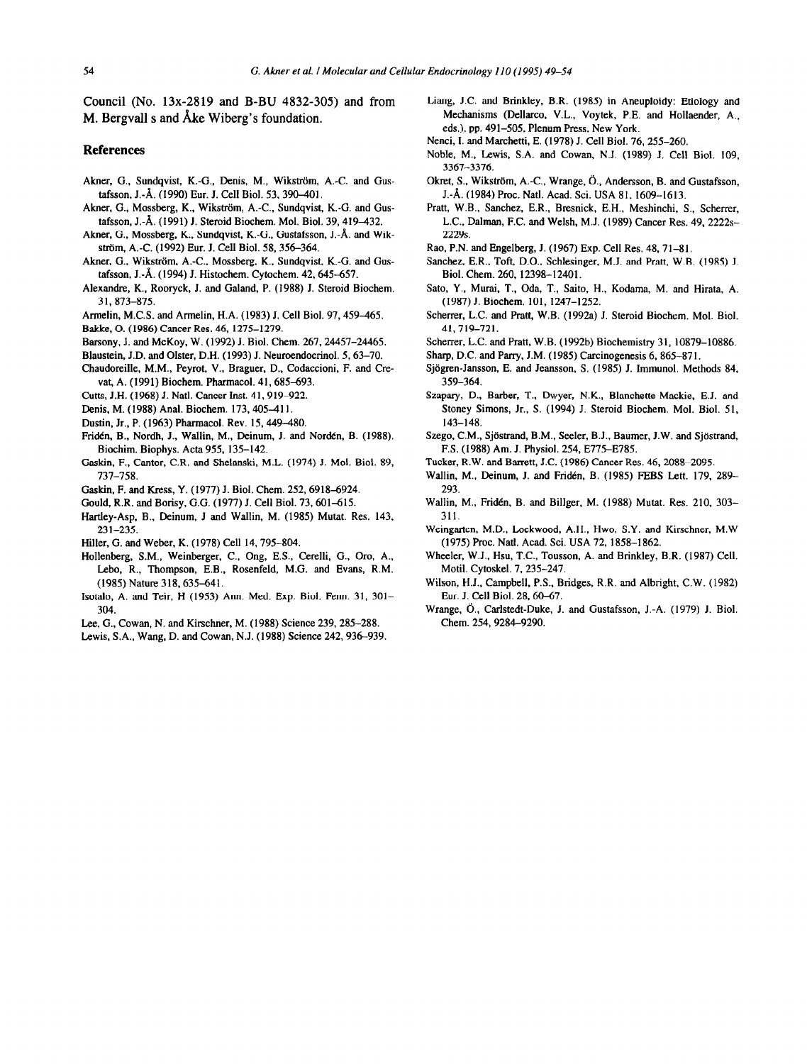Council (No. 13x-2819 and B-BU 4832-305) and from M. Bergvall s and Åke Wiberg's foundation.

## References

Akner, G., Sundqvist, K.-G., Denis, M., Wikström, A.-C. and Gustafsson, J.-Å. (1990) Eur. J. Cell Biol. 53, 390–401.

Akner, G., Mossberg, K., Wikström, A.-C., Sundqvist, K.-G. and Gustafsson, J.-Å. (1991) J. Steroid Biochem. Mol. Biol. 39, 419–432.

Akner, G., Mossberg, K., Sundqvist, K.-G., Gustafsson, J.-Å. and Wikström, A.-C. (1992) Eur. J. Cell Biol. 58, 356–364.

Akner, G., Wikström, A.-C., Mossberg, K., Sundqvist, K.-G. and Gustafsson, J.-Å. (1994) J. Histochem. Cytochem. 42, 645–657.

Alexandre, K., Rooryck, J. and Galand, P. (1988) J. Steroid Biochem. 31, 873–875.

Armelin, M.C.S. and Armelin, H.A. (1983) J. Cell Biol. 97, 459–465.

Bakke, O. (1986) Cancer Res. 46, 1275–1279.

Barsony, J. and McKoy, W. (1992) J. Biol. Chem. 267, 24457–24465.

Blaustein, J.D. and Olster, D.H. (1993) J. Neuroendocrinol. 5, 63–70.

Chaudoreille, M.M., Peyrot, V., Braguer, D., Codaccioni, F. and Crevat, A. (1991) Biochem. Pharmacol. 41, 685–693.

Cutts, J.H. (1968) J. Natl. Cancer Inst. 41, 919–922.

Denis, M. (1988) Anal. Biochem. 173, 405–411.

Dustin, Jr., P. (1963) Pharmacol. Rev. 15, 449–480.

Fridén, B., Nordh, J., Wallin, M., Deinum, J. and Nordén, B. (1988). Biochim. Biophys. Acta 955, 135–142.

Gaskin, F., Cantor, C.R. and Shelanski, M.L. (1974) J. Mol. Biol. 89, 737–758.

Gaskin, F. and Kress, Y. (1977) J. Biol. Chem. 252, 6918–6924.

Gould, R.R. and Borisy, G.G. (1977) J. Cell Biol. 73, 601–615.

Hartley-Asp, B., Deinum, J and Wallin, M. (1985) Mutat. Res. 143, 231–235.

Hiller, G. and Weber, K. (1978) Cell 14, 795–804.

Hollenberg, S.M., Weinberger, C., Ong, E.S., Cerelli, G., Oro, A., Lebo, R., Thompson, E.B., Rosenfeld, M.G. and Evans, R.M. (1985) Nature 318, 635–641.

Isotalo, A. and Teir, H (1953) Ann. Med. Exp. Biol. Fenn. 31, 301–304.

Lee, G., Cowan, N. and Kirschner, M. (1988) Science 239, 285–288.

Lewis, S.A., Wang, D. and Cowan, N.J. (1988) Science 242, 936–939.

Liang, J.C. and Brinkley, B.R. (1985) in Aneuploidy: Etiology and Mechanisms (Dellarco, V.L., Voytek, P.E. and Hollaender, A., eds.). pp. 491–505. Plenum Press, New York.

Nenci, I. and Marchetti, E. (1978) J. Cell Biol. 76, 255–260.

Noble, M., Lewis, S.A. and Cowan, N.J. (1989) J. Cell Biol. 109, 3367–3376.

Okret, S., Wikström, A.-C., Wrange, Ö., Andersson, B. and Gustafsson, J.-Å. (1984) Proc. Natl. Acad. Sci. USA 81, 1609–1613.

Pratt, W.B., Sanchez, E.R., Bresnick, E.H., Meshinchi, S., Scherrer, L.C., Dalman, F.C. and Welsh, M.J. (1989) Cancer Res. 49, 2222s–2229s.

Rao, P.N. and Engelberg, J. (1967) Exp. Cell Res. 48, 71–81.

Sanchez, E.R., Toft, D.O., Schlesinger, M.J. and Pratt, W.B. (1985) J. Biol. Chem. 260, 12398–12401.

Sato, Y., Murai, T., Oda, T., Saito, H., Kodama, M. and Hirata, A. (1987) J. Biochem. 101, 1247–1252.

Scherrer, L.C. and Pratt, W.B. (1992a) J. Steroid Biochem. Mol. Biol. 41, 719–721.

Scherrer, L.C. and Pratt, W.B. (1992b) Biochemistry 31, 10879–10886.

Sharp, D.C. and Parry, J.M. (1985) Carcinogenesis 6, 865–871.

Sjögren-Jansson, E. and Jeansson, S. (1985) J. Immunol. Methods 84, 359–364.

Szapary, D., Barber, T., Dwyer, N.K., Blanchette Mackie, E.J. and Stoney Simons, Jr., S. (1994) J. Steroid Biochem. Mol. Biol. 51, 143–148.

Szego, C.M., Sjöstrand, B.M., Seeler, B.J., Baumer, J.W. and Sjöstrand, F.S. (1988) Am. J. Physiol. 254, E775–E785.

Tucker, R.W. and Barrett, J.C. (1986) Cancer Res. 46, 2088–2095.

Wallin, M., Deinum, J. and Fridén, B. (1985) FEBS Lett. 179, 289–293.

Wallin, M., Fridén, B. and Billger, M. (1988) Mutat. Res. 210, 303–311.

Weingarten, M.D., Lockwood, A.H., Hwo, S.Y. and Kirschner, M.W (1975) Proc. Natl. Acad. Sci. USA 72, 1858–1862.

Wheeler, W.J., Hsu, T.C., Tousson, A. and Brinkley, B.R. (1987) Cell. Motil. Cytoskel. 7, 235–247.

Wilson, H.J., Campbell, P.S., Bridges, R.R. and Albright, C.W. (1982) Eur. J. Cell Biol. 28, 60–67.

Wrange, Ö., Carlstedt-Duke, J. and Gustafsson, J.-A. (1979) J. Biol. Chem. 254, 9284–9290.